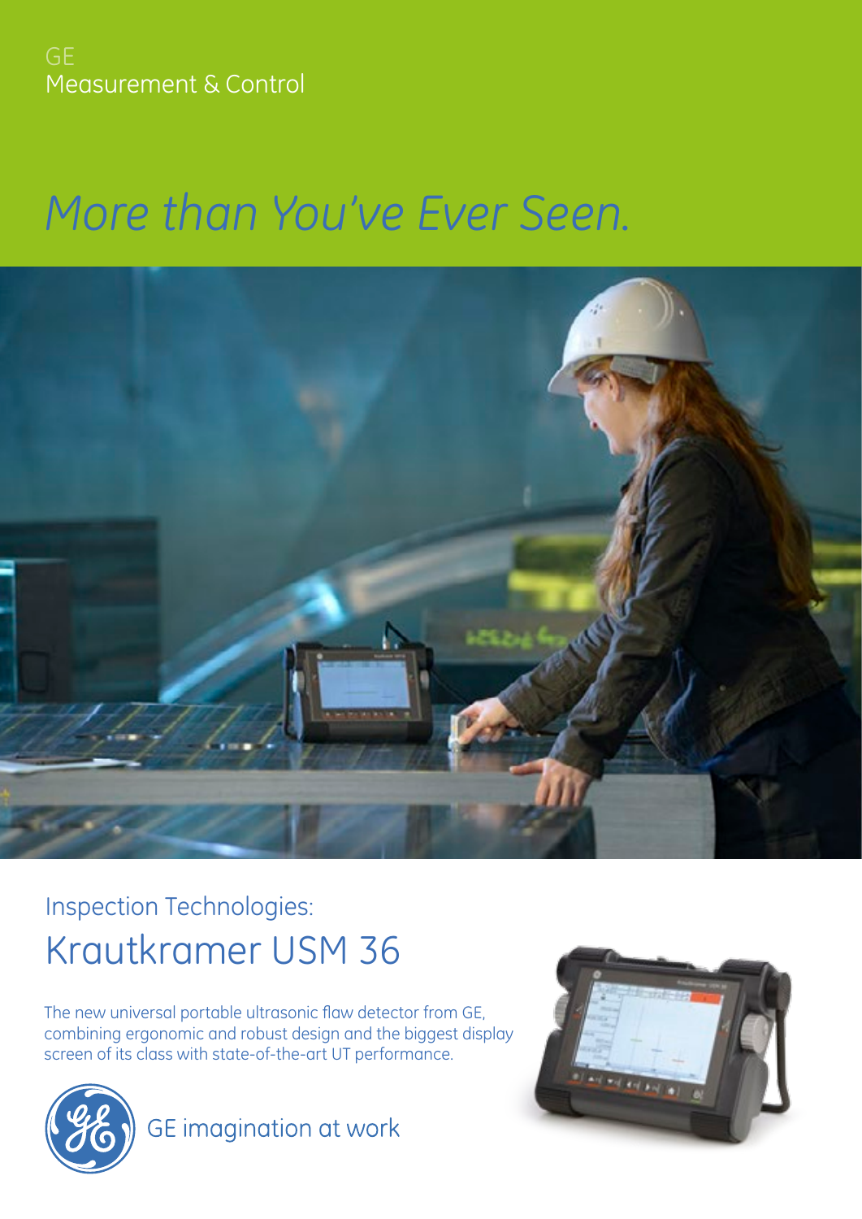GE
Measurement & Control

# *More than You've Ever Seen.*

Inspection Technologies:

## Krautkramer USM 36

The new universal portable ultrasonic flaw detector from GE, combining ergonomic and robust design and the biggest display screen of its class with state-of-the-art UT performance.

GE imagination at work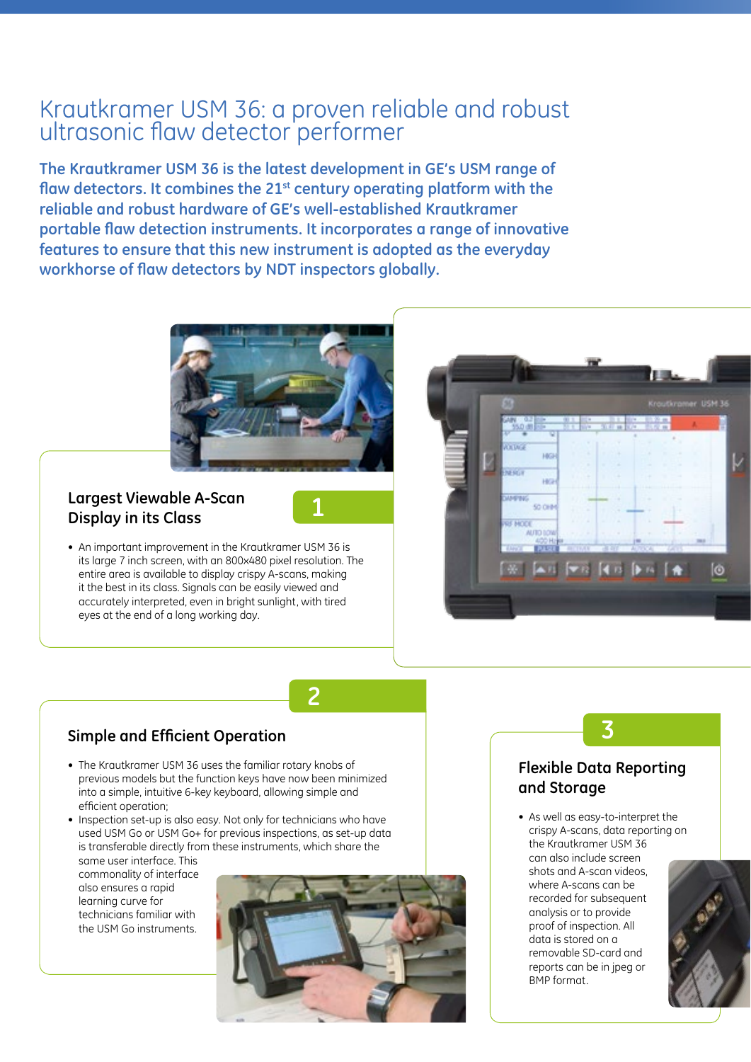# Krautkramer USM 36: a proven reliable and robust ultrasonic flaw detector performer

**The Krautkramer USM 36 is the latest development in GE's USM range of flaw detectors. It combines the 21st century operating platform with the reliable and robust hardware of GE's well-established Krautkramer portable flaw detection instruments. It incorporates a range of innovative features to ensure that this new instrument is adopted as the everyday workhorse of flaw detectors by NDT inspectors globally.**

## 1 Largest Viewable A-Scan Display in its Class

- An important improvement in the Krautkramer USM 36 is its large 7 inch screen, with an 800x480 pixel resolution. The entire area is available to display crispy A-scans, making it the best in its class. Signals can be easily viewed and accurately interpreted, even in bright sunlight, with tired eyes at the end of a long working day.

## 2 Simple and Efficient Operation

- The Krautkramer USM 36 uses the familiar rotary knobs of previous models but the function keys have now been minimized into a simple, intuitive 6-key keyboard, allowing simple and efficient operation;
- Inspection set-up is also easy. Not only for technicians who have used USM Go or USM Go+ for previous inspections, as set-up data is transferable directly from these instruments, which share the same user interface. This commonality of interface also ensures a rapid learning curve for technicians familiar with the USM Go instruments.

## 3 Flexible Data Reporting and Storage

- As well as easy-to-interpret the crispy A-scans, data reporting on the Krautkramer USM 36 can also include screen shots and A-scan videos, where A-scans can be recorded for subsequent analysis or to provide proof of inspection. All data is stored on a removable SD-card and reports can be in jpeg or BMP format.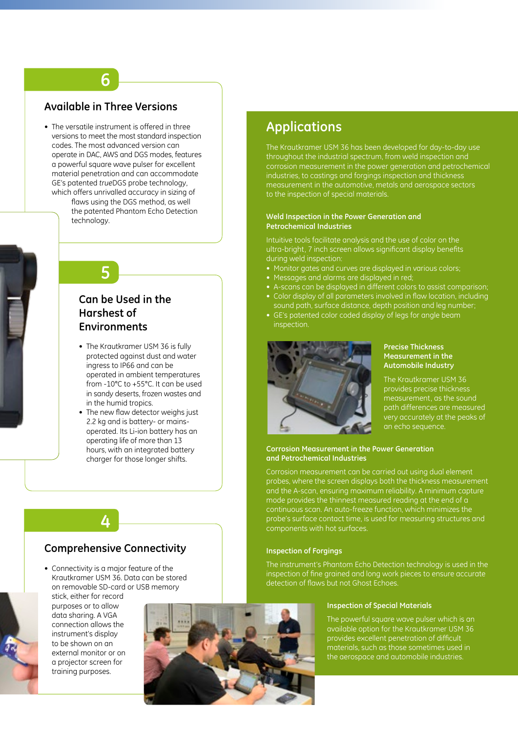## 6

### Available in Three Versions

- The versatile instrument is offered in three versions to meet the most standard inspection codes. The most advanced version can operate in DAC, AWS and DGS modes, features a powerful square wave pulser for excellent material penetration and can accommodate GE's patented *true*DGS probe technology, which offers unrivalled accuracy in sizing of flaws using the DGS method, as well the patented Phantom Echo Detection technology.

## 5

### Can be Used in the Harshest of Environments

- The Krautkramer USM 36 is fully protected against dust and water ingress to IP66 and can be operated in ambient temperatures from -10°C to +55°C. It can be used in sandy deserts, frozen wastes and in the humid tropics.
- The new flaw detector weighs just 2.2 kg and is battery- or mains-operated. Its Li-ion battery has an operating life of more than 13 hours, with an integrated battery charger for those longer shifts.

## 4

### Comprehensive Connectivity

- Connectivity is a major feature of the Krautkramer USM 36. Data can be stored on removable SD-card or USB memory stick, either for record purposes or to allow data sharing. A VGA connection allows the instrument's display to be shown on an external monitor or on a projector screen for training purposes.

## Applications

The Krautkramer USM 36 has been developed for day-to-day use throughout the industrial spectrum, from weld inspection and corrosion measurement in the power generation and petrochemical industries, to castings and forgings inspection and thickness measurement in the automotive, metals and aerospace sectors to the inspection of special materials.

### Weld Inspection in the Power Generation and Petrochemical Industries

Intuitive tools facilitate analysis and the use of color on the ultra-bright, 7 inch screen allows significant display benefits during weld inspection:

- Monitor gates and curves are displayed in various colors;
- Messages and alarms are displayed in red;
- A-scans can be displayed in different colors to assist comparison;
- Color display of all parameters involved in flaw location, including sound path, surface distance, depth position and leg number;
- GE's patented color coded display of legs for angle beam inspection.

### Precise Thickness Measurement in the Automobile Industry

The Krautkramer USM 36 provides precise thickness measurement, as the sound path differences are measured very accurately at the peaks of an echo sequence.

### Corrosion Measurement in the Power Generation and Petrochemical Industries

Corrosion measurement can be carried out using dual element probes, where the screen displays both the thickness measurement and the A-scan, ensuring maximum reliability. A minimum capture mode provides the thinnest measured reading at the end of a continuous scan. An auto-freeze function, which minimizes the probe's surface contact time, is used for measuring structures and components with hot surfaces.

### Inspection of Forgings

The instrument's Phantom Echo Detection technology is used in the inspection of fine grained and long work pieces to ensure accurate detection of flaws but not Ghost Echoes.

### Inspection of Special Materials

The powerful square wave pulser which is an available option for the Krautkramer USM 36 provides excellent penetration of difficult materials, such as those sometimes used in the aerospace and automobile industries.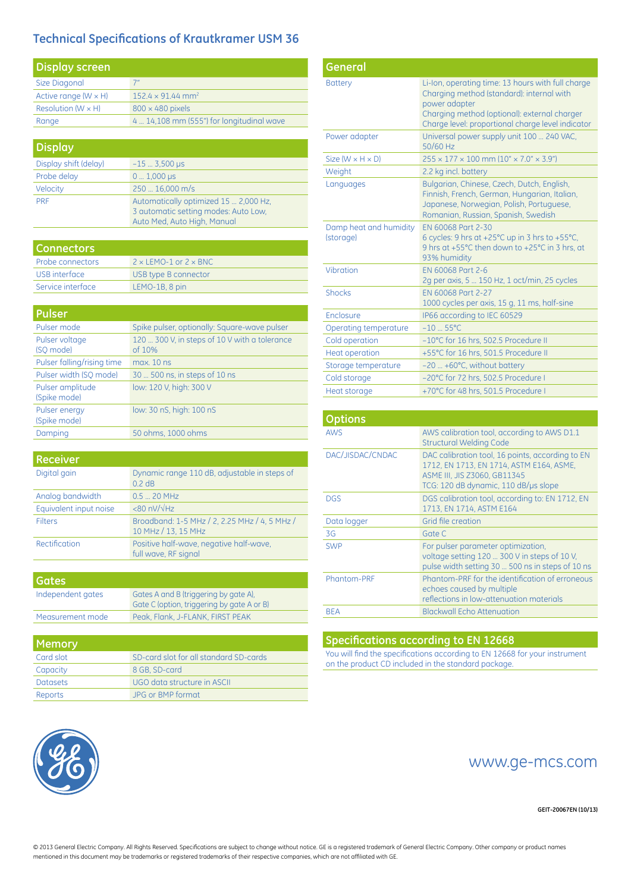# Technical Specifications of Krautkramer USM 36

## Display screen

| | |
|---|---|
| Size Diagonal | 7" |
| Active range (W × H) | 152.4 × 91.44 mm² |
| Resolution (W × H) | 800 × 480 pixels |
| Range | 4 … 14,108 mm (555") for longitudinal wave |

## Display

| | |
|---|---|
| Display shift (delay) | –15 … 3,500 µs |
| Probe delay | 0 … 1,000 µs |
| Velocity | 250 … 16,000 m/s |
| PRF | Automatically optimized 15 … 2,000 Hz, 3 automatic setting modes: Auto Low, Auto Med, Auto High, Manual |

## Connectors

| | |
|---|---|
| Probe connectors | 2 × LEMO-1 or 2 × BNC |
| USB interface | USB type B connector |
| Service interface | LEMO-1B, 8 pin |

## Pulser

| | |
|---|---|
| Pulser mode | Spike pulser, optionally: Square-wave pulser |
| Pulser voltage (SQ mode) | 120 … 300 V, in steps of 10 V with a tolerance of 10% |
| Pulser falling/rising time | max. 10 ns |
| Pulser width (SQ mode) | 30 … 500 ns, in steps of 10 ns |
| Pulser amplitude (Spike mode) | low: 120 V, high: 300 V |
| Pulser energy (Spike mode) | low: 30 nS, high: 100 nS |
| Damping | 50 ohms, 1000 ohms |

## Receiver

| | |
|---|---|
| Digital gain | Dynamic range 110 dB, adjustable in steps of 0.2 dB |
| Analog bandwidth | 0.5 … 20 MHz |
| Equivalent input noise | <80 nV/√Hz |
| Filters | Broadband: 1-5 MHz / 2, 2.25 MHz / 4, 5 MHz / 10 MHz / 13, 15 MHz |
| Rectification | Positive half-wave, negative half-wave, full wave, RF signal |

## Gates

| | |
|---|---|
| Independent gates | Gates A and B (triggering by gate A), Gate C (option, triggering by gate A or B) |
| Measurement mode | Peak, Flank, J-FLANK, FIRST PEAK |

## Memory

| | |
|---|---|
| Card slot | SD-card slot for all standard SD-cards |
| Capacity | 8 GB, SD-card |
| Datasets | UGO data structure in ASCII |
| Reports | JPG or BMP format |

## General

| | |
|---|---|
| Battery | Li-Ion, operating time: 13 hours with full charge<br>Charging method (standard): internal with power adapter<br>Charging method (optional): external charger<br>Charge level: proportional charge level indicator |
| Power adapter | Universal power supply unit 100 … 240 VAC, 50/60 Hz |
| Size (W × H × D) | 255 × 177 × 100 mm (10" × 7.0" × 3.9") |
| Weight | 2.2 kg incl. battery |
| Languages | Bulgarian, Chinese, Czech, Dutch, English, Finnish, French, German, Hungarian, Italian, Japanese, Norwegian, Polish, Portuguese, Romanian, Russian, Spanish, Swedish |
| Damp heat and humidity (storage) | EN 60068 Part 2-30<br>6 cycles: 9 hrs at +25°C up in 3 hrs to +55°C, 9 hrs at +55°C then down to +25°C in 3 hrs, at 93% humidity |
| Vibration | EN 60068 Part 2-6<br>2g per axis, 5 … 150 Hz, 1 oct/min, 25 cycles |
| Shocks | EN 60068 Part 2-27<br>1000 cycles per axis, 15 g, 11 ms, half-sine |
| Enclosure | IP66 according to IEC 60529 |
| Operating temperature | –10 … 55°C |
| Cold operation | –10°C for 16 hrs, 502.5 Procedure II |
| Heat operation | +55°C for 16 hrs, 501.5 Procedure II |
| Storage temperature | –20 … +60°C, without battery |
| Cold storage | –20°C for 72 hrs, 502.5 Procedure I |
| Heat storage | +70°C for 48 hrs, 501.5 Procedure I |

## Options

| | |
|---|---|
| AWS | AWS calibration tool, according to AWS D1.1 Structural Welding Code |
| DAC/JISDAC/CNDAC | DAC calibration tool, 16 points, according to EN 1712, EN 1713, EN 1714, ASTM E164, ASME, ASME III, JIS Z3060, GB11345<br>TCG: 120 dB dynamic, 110 dB/µs slope |
| DGS | DGS calibration tool, according to: EN 1712, EN 1713, EN 1714, ASTM E164 |
| Data logger | Grid file creation |
| 3G | Gate C |
| SWP | For pulser parameter optimization, voltage setting 120 … 300 V in steps of 10 V, pulse width setting 30 … 500 ns in steps of 10 ns |
| Phantom-PRF | Phantom-PRF for the identification of erroneous echoes caused by multiple reflections in low-attenuation materials |
| BEA | Blackwall Echo Attenuation |

## Specifications according to EN 12668

You will find the specifications according to EN 12668 for your instrument on the product CD included in the standard package.

www.ge-mcs.com

GEIT-20067EN (10/13)

© 2013 General Electric Company. All Rights Reserved. Specifications are subject to change without notice. GE is a registered trademark of General Electric Company. Other company or product names mentioned in this document may be trademarks or registered trademarks of their respective companies, which are not affiliated with GE.